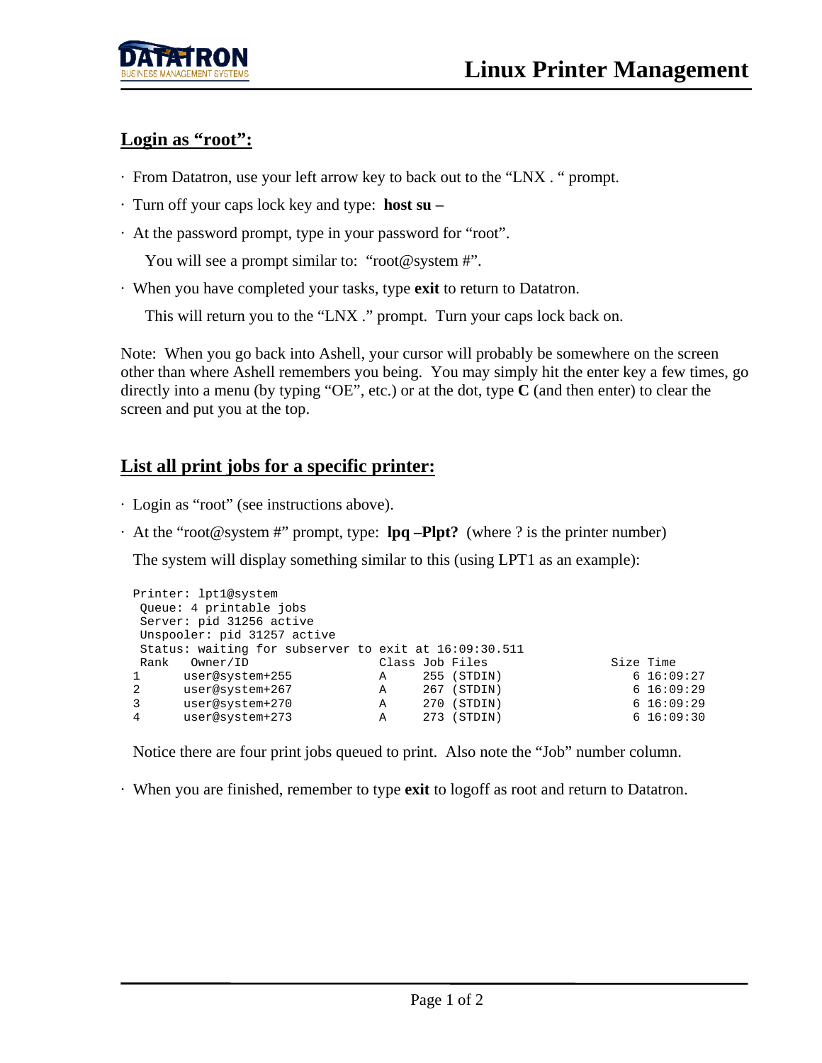# Linux Printer Management

## Login as "root":

- From Datatron, use your left arrow key to back out to the "LNX . " prompt.
- Turn off your caps lock key and type: **host su –**
- At the password prompt, type in your password for "root".

  You will see a prompt similar to: "root@system #".
- When you have completed your tasks, type **exit** to return to Datatron.

  This will return you to the "LNX ." prompt. Turn your caps lock back on.

Note: When you go back into Ashell, your cursor will probably be somewhere on the screen other than where Ashell remembers you being. You may simply hit the enter key a few times, go directly into a menu (by typing "OE", etc.) or at the dot, type **C** (and then enter) to clear the screen and put you at the top.

## List all print jobs for a specific printer:

- Login as "root" (see instructions above).
- At the "root@system #" prompt, type: **lpq –Plpt?** (where ? is the printer number)

  The system will display something similar to this (using LPT1 as an example):

```
Printer: lpt1@system
 Queue: 4 printable jobs
 Server: pid 31256 active
 Unspooler: pid 31257 active
 Status: waiting for subserver to exit at 16:09:30.511
 Rank   Owner/ID                  Class Job Files             Size Time
1      user@system+255           A     255 (STDIN)             6 16:09:27
2      user@system+267           A     267 (STDIN)             6 16:09:29
3      user@system+270           A     270 (STDIN)             6 16:09:29
4      user@system+273           A     273 (STDIN)             6 16:09:30
```

  Notice there are four print jobs queued to print. Also note the "Job" number column.

- When you are finished, remember to type **exit** to logoff as root and return to Datatron.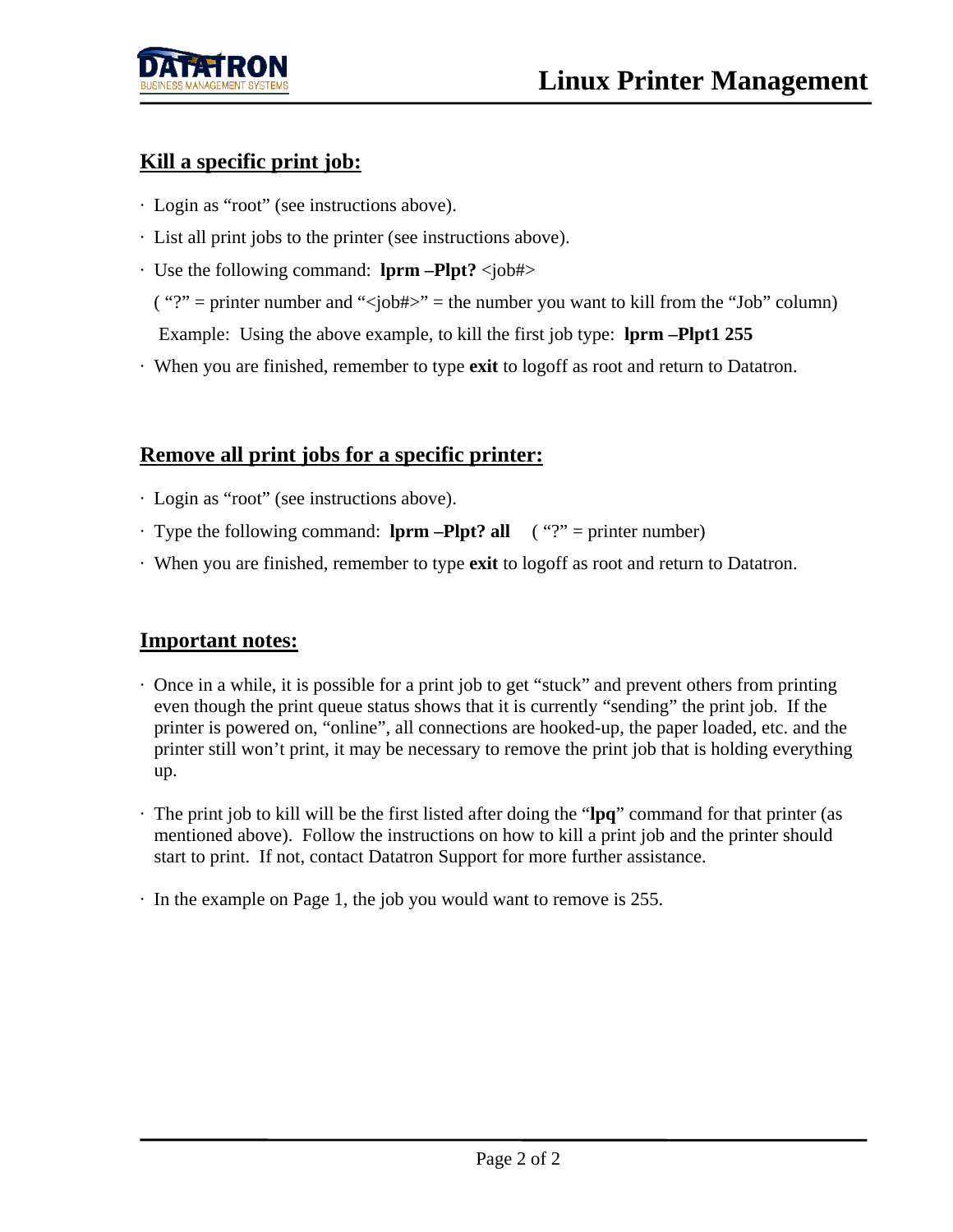## Kill a specific print job:

- Login as "root" (see instructions above).
- List all print jobs to the printer (see instructions above).
- Use the following command: **lprm –Plpt?** <job#>

  ( "?" = printer number and "<job#>" = the number you want to kill from the "Job" column)

  Example: Using the above example, to kill the first job type: **lprm –Plpt1 255**
- When you are finished, remember to type **exit** to logoff as root and return to Datatron.

## Remove all print jobs for a specific printer:

- Login as "root" (see instructions above).
- Type the following command: **lprm –Plpt? all** ( "?" = printer number)
- When you are finished, remember to type **exit** to logoff as root and return to Datatron.

## Important notes:

- Once in a while, it is possible for a print job to get "stuck" and prevent others from printing even though the print queue status shows that it is currently "sending" the print job. If the printer is powered on, "online", all connections are hooked-up, the paper loaded, etc. and the printer still won't print, it may be necessary to remove the print job that is holding everything up.

- The print job to kill will be the first listed after doing the "**lpq**" command for that printer (as mentioned above). Follow the instructions on how to kill a print job and the printer should start to print. If not, contact Datatron Support for more further assistance.

- In the example on Page 1, the job you would want to remove is 255.